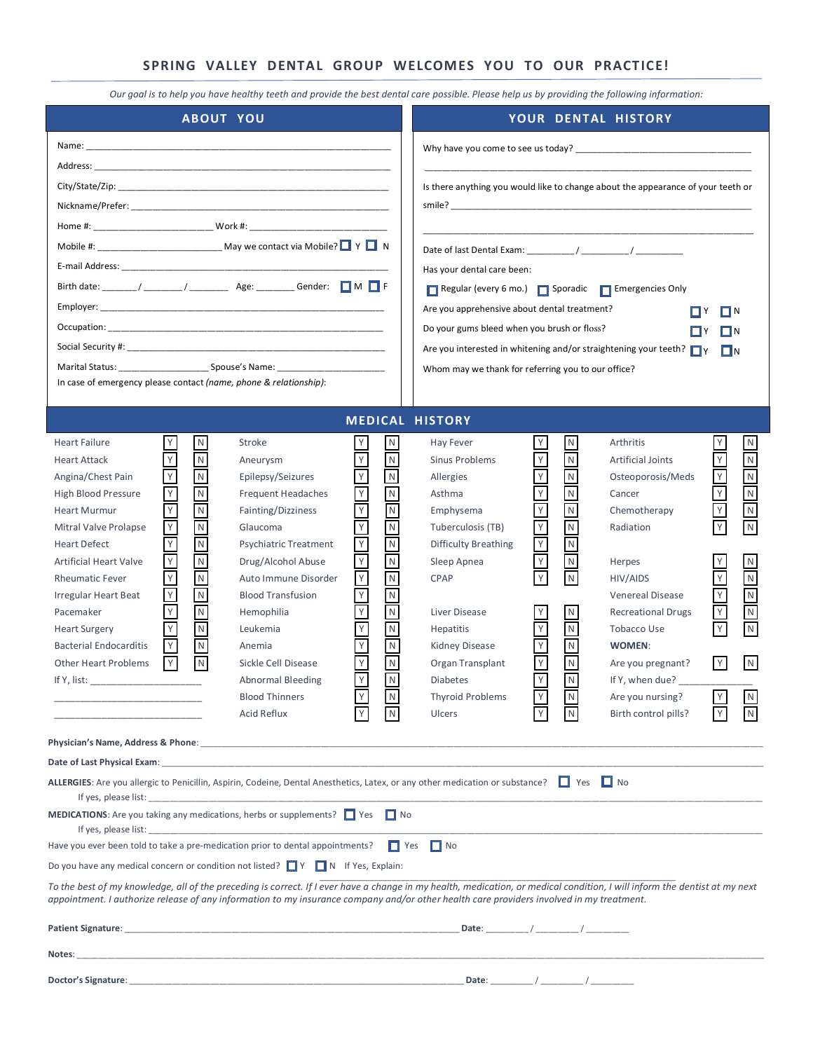# SPRING VALLEY DENTAL GROUP WELCOMES YOU TO OUR PRACTICE!

*Our goal is to help you have healthy teeth and provide the best dental care possible. Please help us by providing the following information:*

## ABOUT YOU

Name: ______________________________________________

Address: ______________________________________________

City/State/Zip: ______________________________________________

Nickname/Prefer: ______________________________________________

Home #: ____________________ Work #: ______________________

Mobile #: ______________________ May we contact via Mobile? ☐ Y ☐ N

E-mail Address: ______________________________________________

Birth date: ______/ _______/ _______ Age: _______ Gender: ☐ M ☐ F

Employer: ______________________________________________

Occupation: ______________________________________________

Social Security #: ______________________________________________

Marital Status: _______________ Spouse's Name: __________________

In case of emergency please contact *(name, phone & relationship)*:

## YOUR DENTAL HISTORY

Why have you come to see us today? ______________________________

______________________________________________

Is there anything you would like to change about the appearance of your teeth or smile? ______________________________________________

______________________________________________

Date of last Dental Exam: _________ / _________ / _________

Has your dental care been:

☐ Regular (every 6 mo.) ☐ Sporadic ☐ Emergencies Only

Are you apprehensive about dental treatment? ☐ Y ☐ N

Do your gums bleed when you brush or floss? ☐ Y ☐ N

Are you interested in whitening and/or straightening your teeth? ☐ Y ☐ N

Whom may we thank for referring you to our office?

## MEDICAL HISTORY

| Condition | | | Condition | | | Condition | | | Condition | | |
|---|---|---|---|---|---|---|---|---|---|---|---|
| Heart Failure | Y | N | Stroke | Y | N | Hay Fever | Y | N | Arthritis | Y | N |
| Heart Attack | Y | N | Aneurysm | Y | N | Sinus Problems | Y | N | Artificial Joints | Y | N |
| Angina/Chest Pain | Y | N | Epilepsy/Seizures | Y | N | Allergies | Y | N | Osteoporosis/Meds | Y | N |
| High Blood Pressure | Y | N | Frequent Headaches | Y | N | Asthma | Y | N | Cancer | Y | N |
| Heart Murmur | Y | N | Fainting/Dizziness | Y | N | Emphysema | Y | N | Chemotherapy | Y | N |
| Mitral Valve Prolapse | Y | N | Glaucoma | Y | N | Tuberculosis (TB) | Y | N | Radiation | Y | N |
| Heart Defect | Y | N | Psychiatric Treatment | Y | N | Difficulty Breathing | Y | N | | | |
| Artificial Heart Valve | Y | N | Drug/Alcohol Abuse | Y | N | Sleep Apnea | Y | N | Herpes | Y | N |
| Rheumatic Fever | Y | N | Auto Immune Disorder | Y | N | CPAP | Y | N | HIV/AIDS | Y | N |
| Irregular Heart Beat | Y | N | Blood Transfusion | Y | N | | | | Venereal Disease | Y | N |
| Pacemaker | Y | N | Hemophilia | Y | N | Liver Disease | Y | N | Recreational Drugs | Y | N |
| Heart Surgery | Y | N | Leukemia | Y | N | Hepatitis | Y | N | Tobacco Use | Y | N |
| Bacterial Endocarditis | Y | N | Anemia | Y | N | Kidney Disease | Y | N | **WOMEN**: | | |
| Other Heart Problems | Y | N | Sickle Cell Disease | Y | N | Organ Transplant | Y | N | Are you pregnant? | Y | N |
| If Y, list: ____________ | | | Abnormal Bleeding | Y | N | Diabetes | Y | N | If Y, when due? ________ | | |
| ____________ | | | Blood Thinners | Y | N | Thyroid Problems | Y | N | Are you nursing? | Y | N |
| ____________ | | | Acid Reflux | Y | N | Ulcers | Y | N | Birth control pills? | Y | N |

**Physician's Name, Address & Phone**: ______________________________________________

**Date of Last Physical Exam**: ______________________________________________

**ALLERGIES**: Are you allergic to Penicillin, Aspirin, Codeine, Dental Anesthetics, Latex, or any other medication or substance? ☐ Yes ☐ No

If yes, please list: ______________________________________________

**MEDICATIONS**: Are you taking any medications, herbs or supplements? ☐ Yes ☐ No

If yes, please list: ______________________________________________

Have you ever been told to take a pre-medication prior to dental appointments? ☐ Yes ☐ No

Do you have any medical concern or condition not listed? ☐ Y ☐ N If Yes, Explain: ______________________________

*To the best of my knowledge, all of the preceding is correct. If I ever have a change in my health, medication, or medical condition, I will inform the dentist at my next appointment. I authorize release of any information to my insurance company and/or other health care providers involved in my treatment.*

**Patient Signature**: ______________________________________ **Date**: ________ / ________ / ________

**Notes**: ______________________________________________

**Doctor's Signature**: ______________________________________ **Date**: ________ / ________ / ________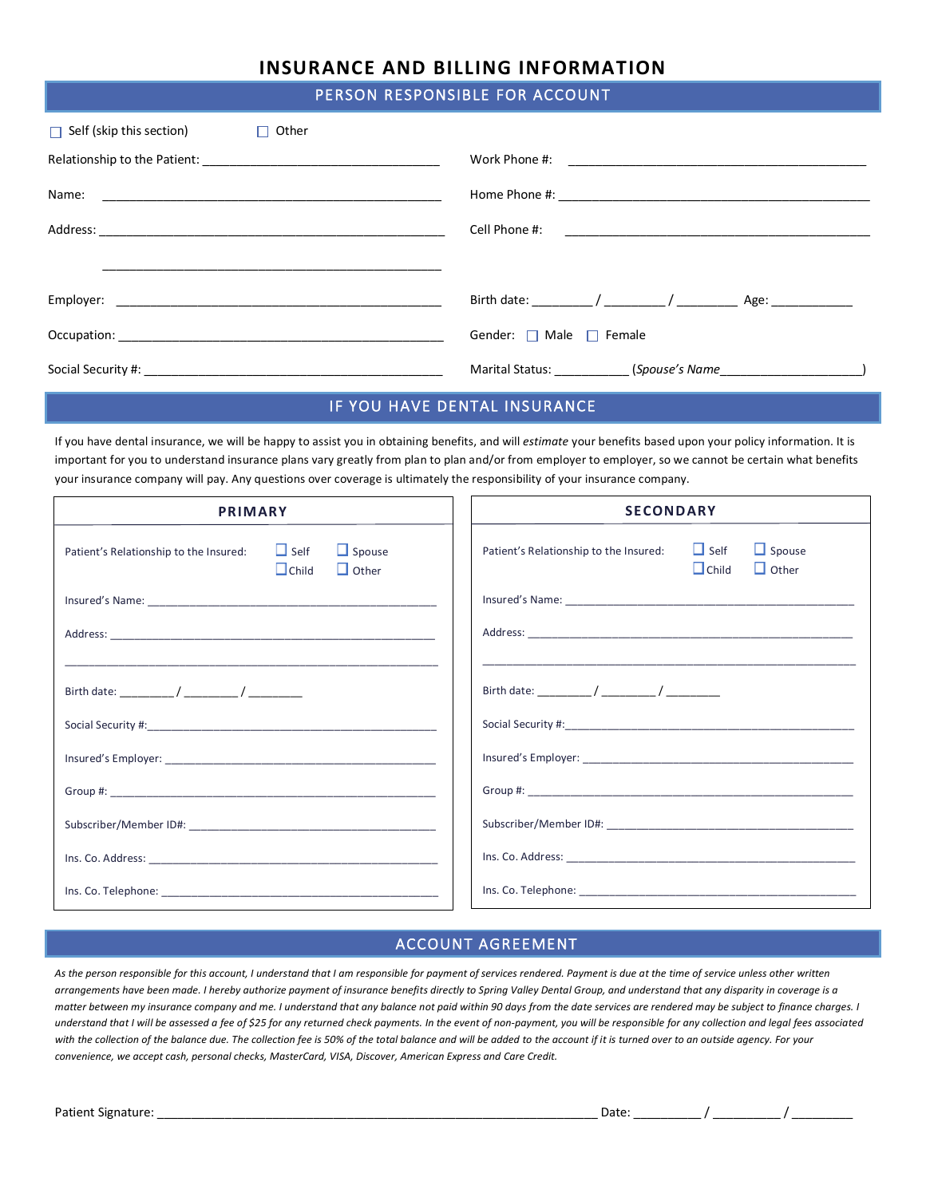# INSURANCE AND BILLING INFORMATION

## PERSON RESPONSIBLE FOR ACCOUNT

☐ Self (skip this section) ☐ Other

Relationship to the Patient: ___________________________________

Name: ___________________________________

Address: ___________________________________

___________________________________

Employer: ___________________________________

Occupation: ___________________________________

Social Security #: ___________________________________

Work Phone #: ___________________________________

Home Phone #: ___________________________________

Cell Phone #: ___________________________________

Birth date: ________ / ________ / ________ Age: ___________

Gender: ☐ Male ☐ Female

Marital Status: __________ (*Spouse's Name*____________________)

## IF YOU HAVE DENTAL INSURANCE

If you have dental insurance, we will be happy to assist you in obtaining benefits, and will *estimate* your benefits based upon your policy information. It is important for you to understand insurance plans vary greatly from plan to plan and/or from employer to employer, so we cannot be certain what benefits your insurance company will pay. Any questions over coverage is ultimately the responsibility of your insurance company.

### PRIMARY

Patient's Relationship to the Insured: ☐ Self ☐ Spouse ☐ Child ☐ Other

Insured's Name: ___________________________________

Address: ___________________________________

___________________________________

Birth date: ________ / ________ / ________

Social Security #: ___________________________________

Insured's Employer: ___________________________________

Group #: ___________________________________

Subscriber/Member ID#: ___________________________________

Ins. Co. Address: ___________________________________

Ins. Co. Telephone: ___________________________________

### SECONDARY

Patient's Relationship to the Insured: ☐ Self ☐ Spouse ☐ Child ☐ Other

Insured's Name: ___________________________________

Address: ___________________________________

___________________________________

Birth date: ________ / ________ / ________

Social Security #: ___________________________________

Insured's Employer: ___________________________________

Group #: ___________________________________

Subscriber/Member ID#: ___________________________________

Ins. Co. Address: ___________________________________

Ins. Co. Telephone: ___________________________________

## ACCOUNT AGREEMENT

*As the person responsible for this account, I understand that I am responsible for payment of services rendered. Payment is due at the time of service unless other written arrangements have been made. I hereby authorize payment of insurance benefits directly to Spring Valley Dental Group, and understand that any disparity in coverage is a matter between my insurance company and me. I understand that any balance not paid within 90 days from the date services are rendered may be subject to finance charges. I understand that I will be assessed a fee of $25 for any returned check payments. In the event of non-payment, you will be responsible for any collection and legal fees associated with the collection of the balance due. The collection fee is 50% of the total balance and will be added to the account if it is turned over to an outside agency. For your convenience, we accept cash, personal checks, MasterCard, VISA, Discover, American Express and Care Credit.*

Patient Signature: ___________________________________ Date: _________ / _________ / _________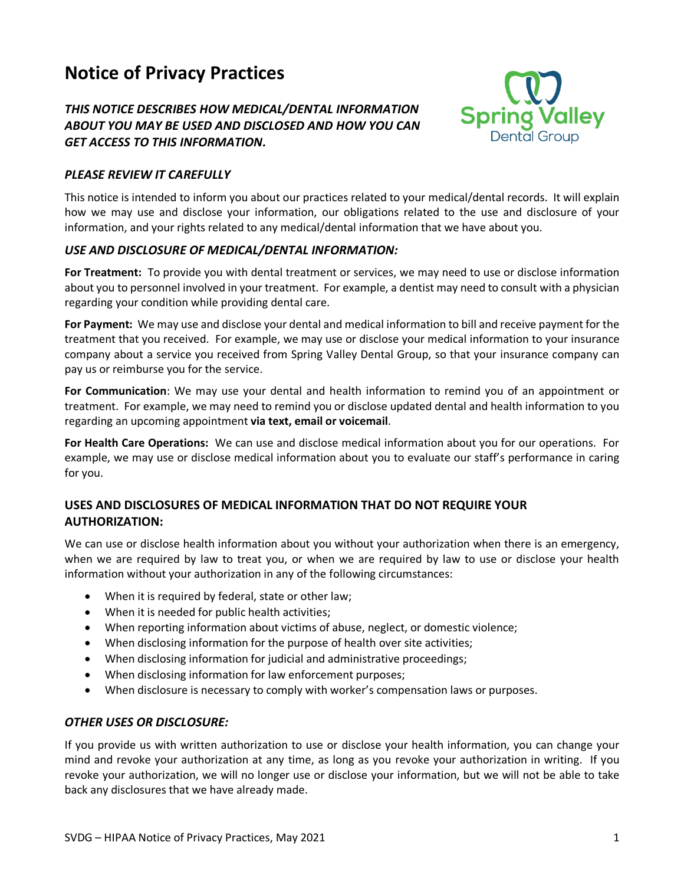# Notice of Privacy Practices

***THIS NOTICE DESCRIBES HOW MEDICAL/DENTAL INFORMATION ABOUT YOU MAY BE USED AND DISCLOSED AND HOW YOU CAN GET ACCESS TO THIS INFORMATION.***

***PLEASE REVIEW IT CAREFULLY***

This notice is intended to inform you about our practices related to your medical/dental records. It will explain how we may use and disclose your information, our obligations related to the use and disclosure of your information, and your rights related to any medical/dental information that we have about you.

### *USE AND DISCLOSURE OF MEDICAL/DENTAL INFORMATION:*

**For Treatment:** To provide you with dental treatment or services, we may need to use or disclose information about you to personnel involved in your treatment. For example, a dentist may need to consult with a physician regarding your condition while providing dental care.

**For Payment:** We may use and disclose your dental and medical information to bill and receive payment for the treatment that you received. For example, we may use or disclose your medical information to your insurance company about a service you received from Spring Valley Dental Group, so that your insurance company can pay us or reimburse you for the service.

**For Communication**: We may use your dental and health information to remind you of an appointment or treatment. For example, we may need to remind you or disclose updated dental and health information to you regarding an upcoming appointment **via text, email or voicemail**.

**For Health Care Operations:** We can use and disclose medical information about you for our operations. For example, we may use or disclose medical information about you to evaluate our staff's performance in caring for you.

### USES AND DISCLOSURES OF MEDICAL INFORMATION THAT DO NOT REQUIRE YOUR AUTHORIZATION:

We can use or disclose health information about you without your authorization when there is an emergency, when we are required by law to treat you, or when we are required by law to use or disclose your health information without your authorization in any of the following circumstances:

- When it is required by federal, state or other law;
- When it is needed for public health activities;
- When reporting information about victims of abuse, neglect, or domestic violence;
- When disclosing information for the purpose of health over site activities;
- When disclosing information for judicial and administrative proceedings;
- When disclosing information for law enforcement purposes;
- When disclosure is necessary to comply with worker's compensation laws or purposes.

### *OTHER USES OR DISCLOSURE:*

If you provide us with written authorization to use or disclose your health information, you can change your mind and revoke your authorization at any time, as long as you revoke your authorization in writing. If you revoke your authorization, we will no longer use or disclose your information, but we will not be able to take back any disclosures that we have already made.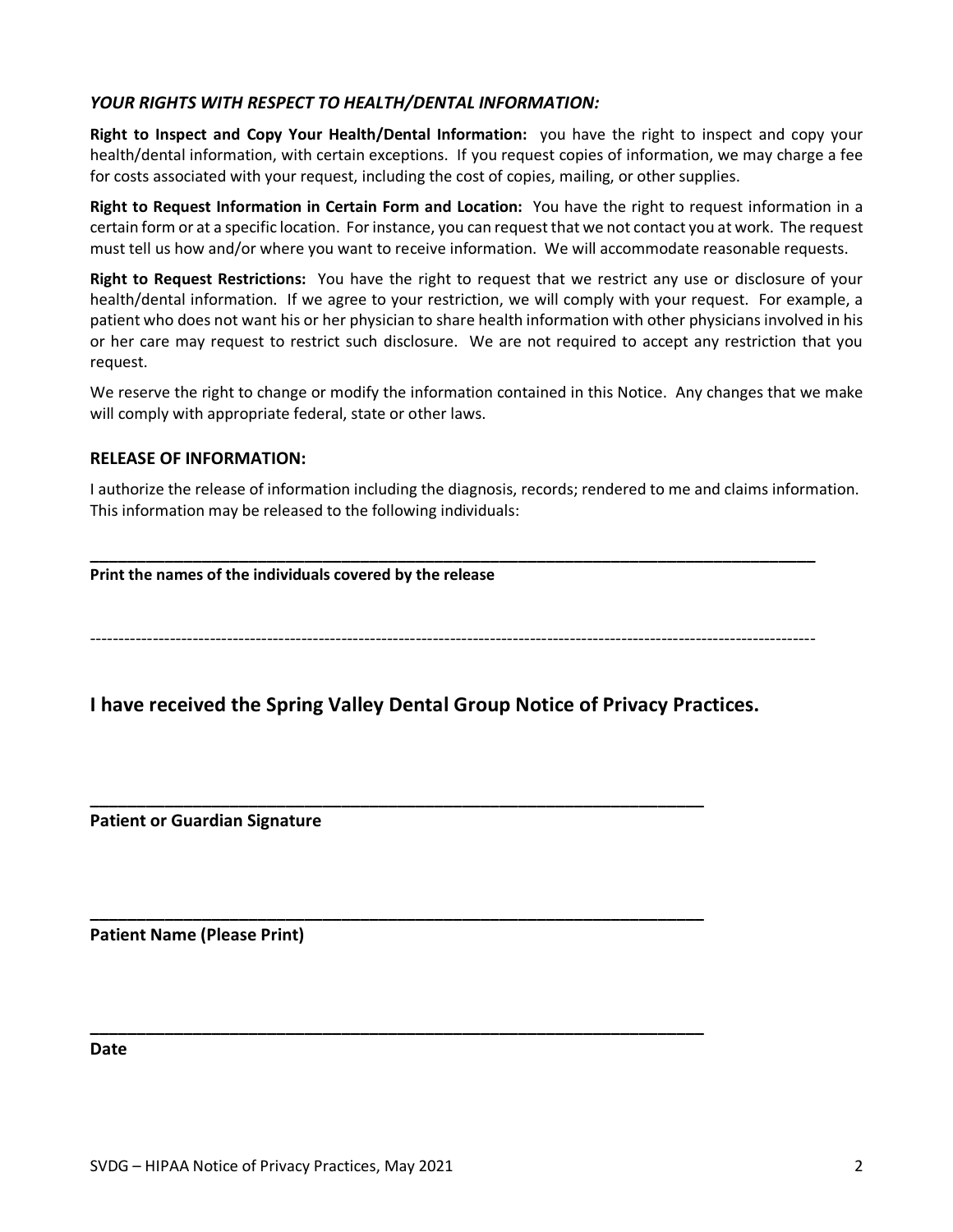### *YOUR RIGHTS WITH RESPECT TO HEALTH/DENTAL INFORMATION:*

**Right to Inspect and Copy Your Health/Dental Information:** you have the right to inspect and copy your health/dental information, with certain exceptions. If you request copies of information, we may charge a fee for costs associated with your request, including the cost of copies, mailing, or other supplies.

**Right to Request Information in Certain Form and Location:** You have the right to request information in a certain form or at a specific location. For instance, you can request that we not contact you at work. The request must tell us how and/or where you want to receive information. We will accommodate reasonable requests.

**Right to Request Restrictions:** You have the right to request that we restrict any use or disclosure of your health/dental information. If we agree to your restriction, we will comply with your request. For example, a patient who does not want his or her physician to share health information with other physicians involved in his or her care may request to restrict such disclosure. We are not required to accept any restriction that you request.

We reserve the right to change or modify the information contained in this Notice. Any changes that we make will comply with appropriate federal, state or other laws.

### RELEASE OF INFORMATION:

I authorize the release of information including the diagnosis, records; rendered to me and claims information. This information may be released to the following individuals:

______________________________________________________________________________

**Print the names of the individuals covered by the release**

-------------------------------------------------------------------------------------------------------------------------------

## I have received the Spring Valley Dental Group Notice of Privacy Practices.

______________________________________________________________

**Patient or Guardian Signature**

______________________________________________________________

**Patient Name (Please Print)**

______________________________________________________________

**Date**